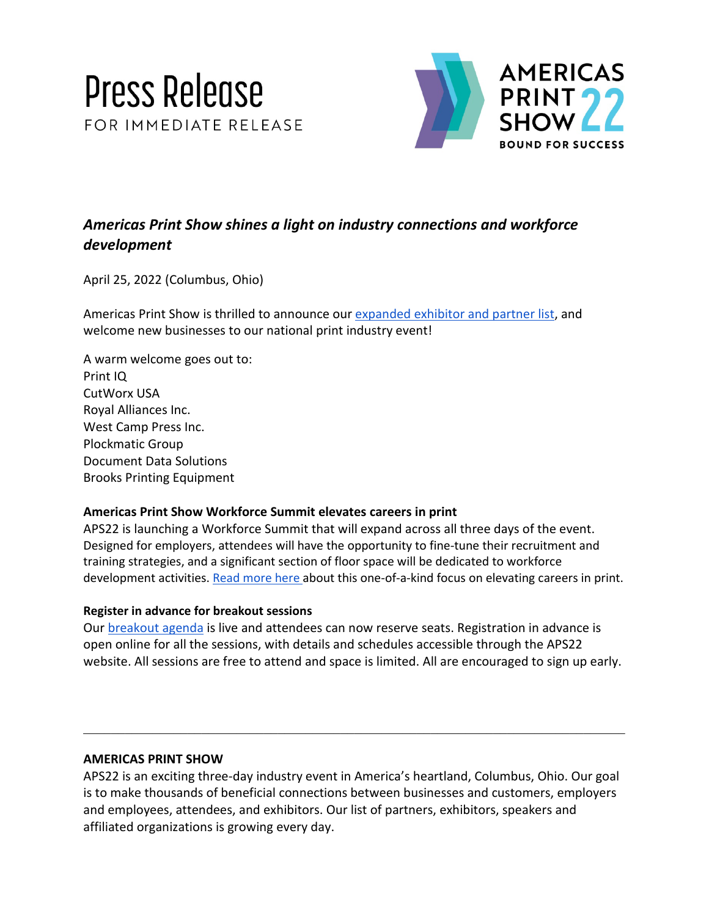# Press Release

FOR IMMEDIATE RELEASE

AMERICAS PRINT SHOW 22

BOUND FOR SUCCESS

## *Americas Print Show shines a light on industry connections and workforce development*

April 25, 2022 (Columbus, Ohio)

Americas Print Show is thrilled to announce our expanded exhibitor and partner list, and welcome new businesses to our national print industry event!

A warm welcome goes out to:
Print IQ
CutWorx USA
Royal Alliances Inc.
West Camp Press Inc.
Plockmatic Group
Document Data Solutions
Brooks Printing Equipment

**Americas Print Show Workforce Summit elevates careers in print**

APS22 is launching a Workforce Summit that will expand across all three days of the event. Designed for employers, attendees will have the opportunity to fine-tune their recruitment and training strategies, and a significant section of floor space will be dedicated to workforce development activities. Read more here about this one-of-a-kind focus on elevating careers in print.

**Register in advance for breakout sessions**

Our breakout agenda is live and attendees can now reserve seats. Registration in advance is open online for all the sessions, with details and schedules accessible through the APS22 website. All sessions are free to attend and space is limited. All are encouraged to sign up early.

---

**AMERICAS PRINT SHOW**

APS22 is an exciting three-day industry event in America's heartland, Columbus, Ohio. Our goal is to make thousands of beneficial connections between businesses and customers, employers and employees, attendees, and exhibitors. Our list of partners, exhibitors, speakers and affiliated organizations is growing every day.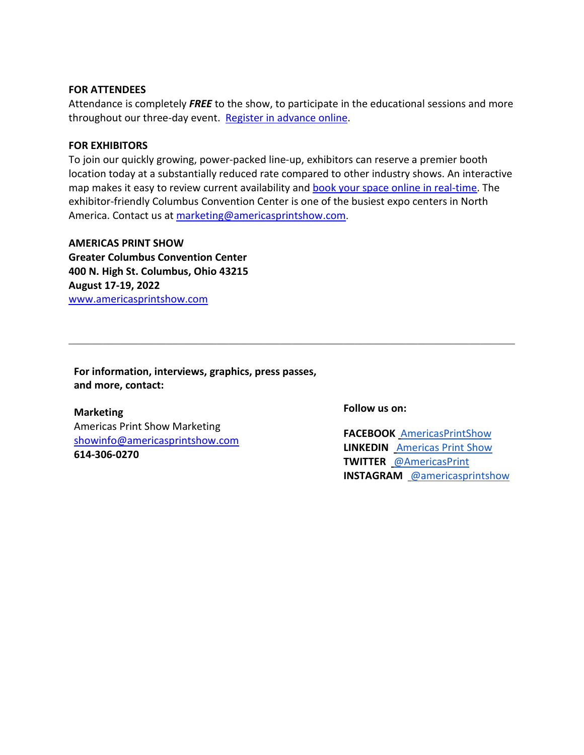**FOR ATTENDEES**

Attendance is completely ***FREE*** to the show, to participate in the educational sessions and more throughout our three-day event. Register in advance online.

**FOR EXHIBITORS**

To join our quickly growing, power-packed line-up, exhibitors can reserve a premier booth location today at a substantially reduced rate compared to other industry shows. An interactive map makes it easy to review current availability and book your space online in real-time. The exhibitor-friendly Columbus Convention Center is one of the busiest expo centers in North America. Contact us at marketing@americasprintshow.com.

**AMERICAS PRINT SHOW**
**Greater Columbus Convention Center**
**400 N. High St. Columbus, Ohio 43215**
**August 17-19, 2022**
www.americasprintshow.com

---

**For information, interviews, graphics, press passes, and more, contact:**

**Marketing**
Americas Print Show Marketing
showinfo@americasprintshow.com
**614-306-0270**

**Follow us on:**

**FACEBOOK** AmericasPrintShow
**LINKEDIN** Americas Print Show
**TWITTER** @AmericasPrint
**INSTAGRAM** @americasprintshow